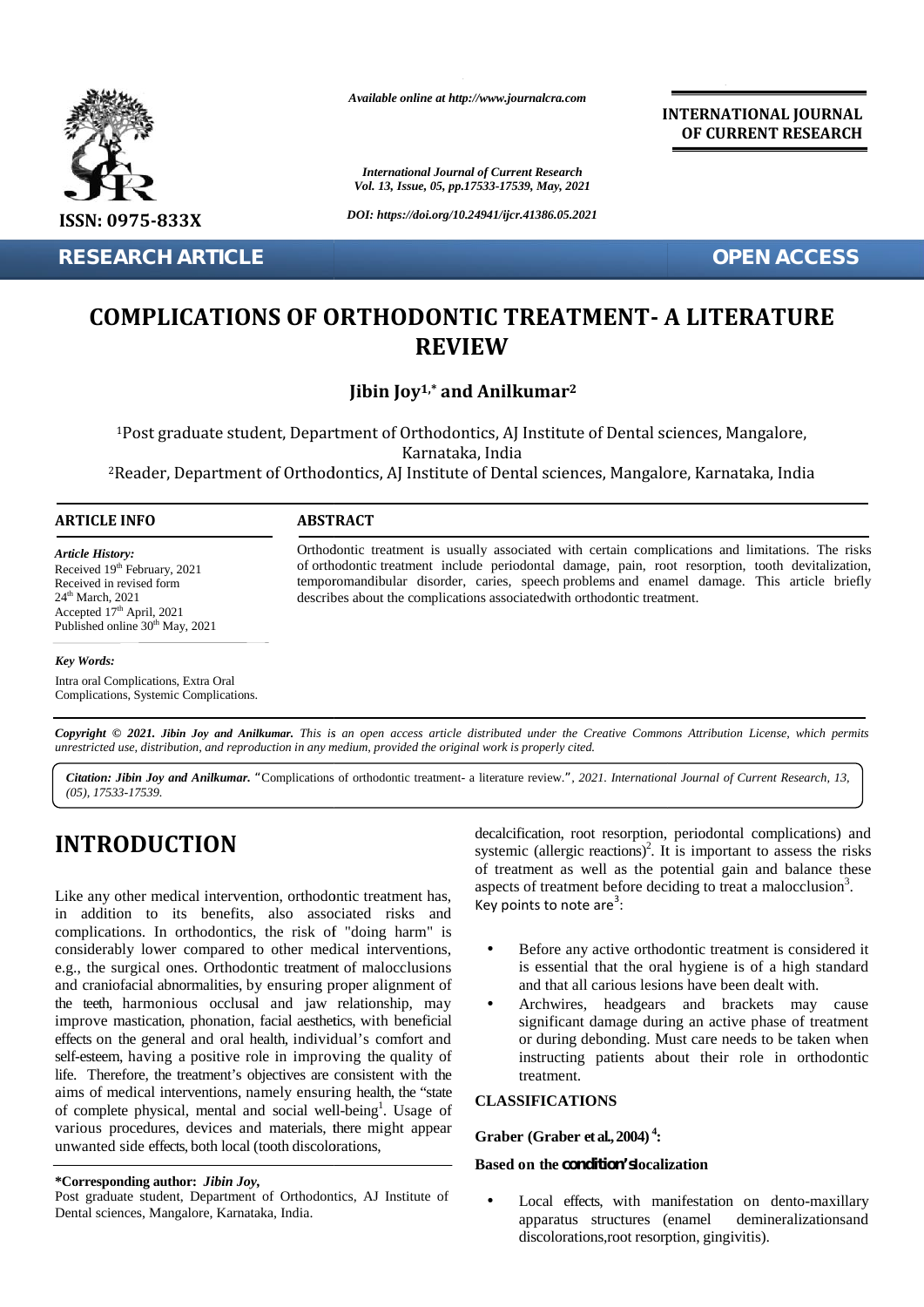Available online at http://www.journalcra.com

International Journal of Current Research
Vol. 13, Issue, 05, pp.17533-17539, May, 2021

DOI: https://doi.org/10.24941/ijcr.41386.05.2021

INTERNATIONAL JOURNAL OF CURRENT RESEARCH

ISSN: 0975-833X

RESEARCH ARTICLE

OPEN ACCESS

# COMPLICATIONS OF ORTHODONTIC TREATMENT- A LITERATURE REVIEW

**Jibin Joy[1,*] and Anilkumar[2]**

[1]Post graduate student, Department of Orthodontics, AJ Institute of Dental sciences, Mangalore, Karnataka, India

[2]Reader, Department of Orthodontics, AJ Institute of Dental sciences, Mangalore, Karnataka, India

## ARTICLE INFO

*Article History:*
Received 19th February, 2021
Received in revised form
24th March, 2021
Accepted 17th April, 2021
Published online 30th May, 2021

*Key Words:*
Intra oral Complications, Extra Oral Complications, Systemic Complications.

## ABSTRACT

Orthodontic treatment is usually associated with certain complications and limitations. The risks of orthodontic treatment include periodontal damage, pain, root resorption, tooth devitalization, temporomandibular disorder, caries, speech problems and enamel damage. This article briefly describes about the complications associatedwith orthodontic treatment.

***Copyright © 2021. Jibin Joy and Anilkumar.*** *This is an open access article distributed under the Creative Commons Attribution License, which permits unrestricted use, distribution, and reproduction in any medium, provided the original work is properly cited.*

***Citation: Jibin Joy and Anilkumar.*** "Complications of orthodontic treatment- a literature review.", *2021. International Journal of Current Research, 13, (05), 17533-17539.*

# INTRODUCTION

Like any other medical intervention, orthodontic treatment has, in addition to its benefits, also associated risks and complications. In orthodontics, the risk of "doing harm" is considerably lower compared to other medical interventions, e.g., the surgical ones. Orthodontic treatment of malocclusions and craniofacial abnormalities, by ensuring proper alignment of the teeth, harmonious occlusal and jaw relationship, may improve mastication, phonation, facial aesthetics, with beneficial effects on the general and oral health, individual's comfort and self-esteem, having a positive role in improving the quality of life. Therefore, the treatment's objectives are consistent with the aims of medical interventions, namely ensuring health, the "state of complete physical, mental and social well-being[1]. Usage of various procedures, devices and materials, there might appear unwanted side effects, both local (tooth discolorations, decalcification, root resorption, periodontal complications) and systemic (allergic reactions)[2]. It is important to assess the risks of treatment as well as the potential gain and balance these aspects of treatment before deciding to treat a malocclusion[3]. Key points to note are[3]:

- Before any active orthodontic treatment is considered it is essential that the oral hygiene is of a high standard and that all carious lesions have been dealt with.
- Archwires, headgears and brackets may cause significant damage during an active phase of treatment or during debonding. Must care needs to be taken when instructing patients about their role in orthodontic treatment.

## CLASSIFICATIONS

**Graber (Graber et al., 2004)[4]:**

**Based on the condition's localization**

- Local effects, with manifestation on dento-maxillary apparatus structures (enamel demineralizationsand discolorations,root resorption, gingivitis).

**\*Corresponding author:** ***Jibin Joy,***
Post graduate student, Department of Orthodontics, AJ Institute of Dental sciences, Mangalore, Karnataka, India.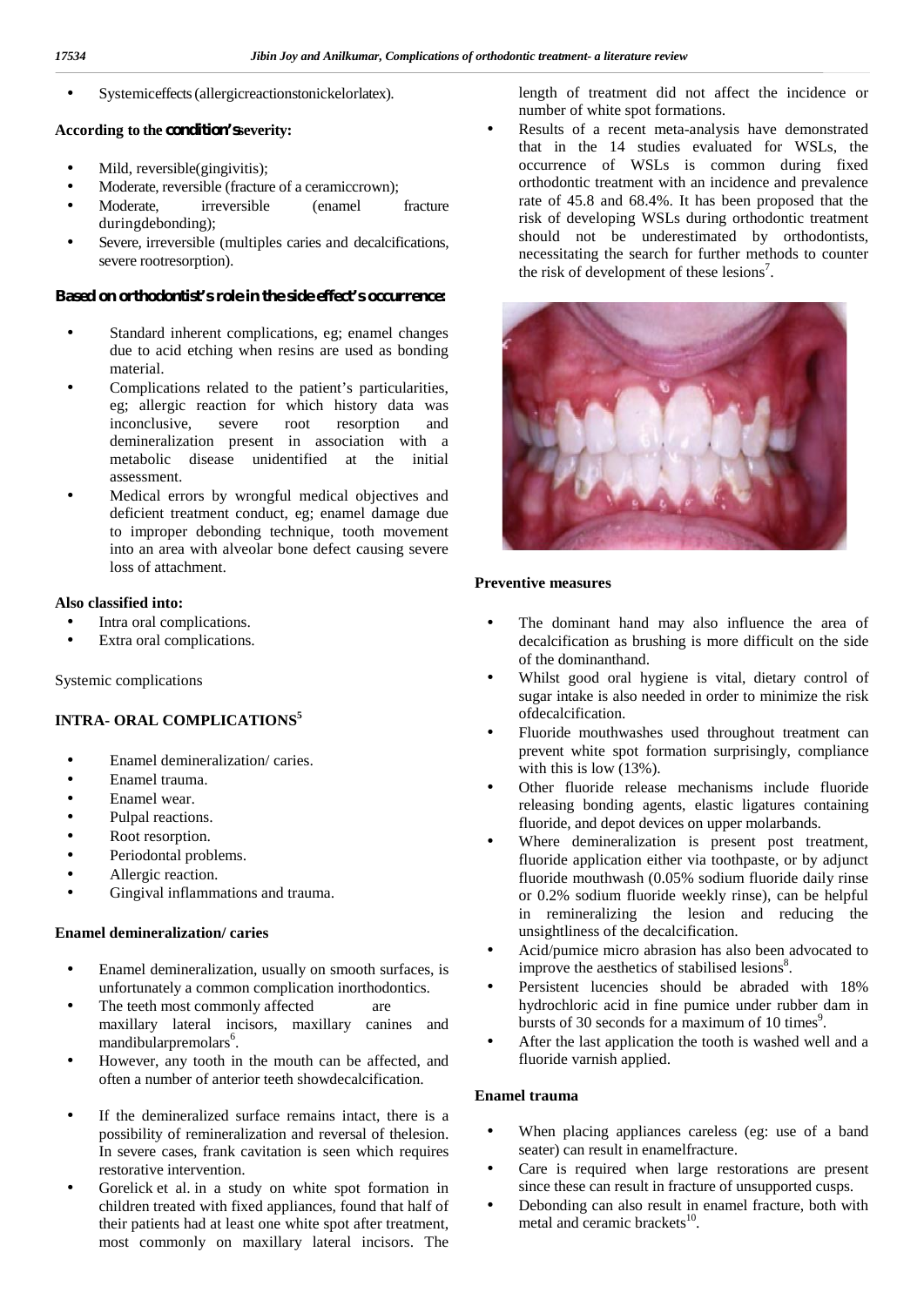- Systemiceffects (allergicreactionstonickelorlatex).

**According to the *condition's* severity:**

- Mild, reversible(gingivitis);
- Moderate, reversible (fracture of a ceramiccrown);
- Moderate, irreversible (enamel fracture duringdebonding);
- Severe, irreversible (multiples caries and decalcifications, severe rootresorption).

**Based on orthodontist's role in the side effect's occurrence:**

- Standard inherent complications, eg; enamel changes due to acid etching when resins are used as bonding material.
- Complications related to the patient's particularities, eg; allergic reaction for which history data was inconclusive, severe root resorption and demineralization present in association with a metabolic disease unidentified at the initial assessment.
- Medical errors by wrongful medical objectives and deficient treatment conduct, eg; enamel damage due to improper debonding technique, tooth movement into an area with alveolar bone defect causing severe loss of attachment.

**Also classified into:**

- Intra oral complications.
- Extra oral complications.

Systemic complications

## INTRA- ORAL COMPLICATIONS[5]

- Enamel demineralization/ caries.
- Enamel trauma.
- Enamel wear.
- Pulpal reactions.
- Root resorption.
- Periodontal problems.
- Allergic reaction.
- Gingival inflammations and trauma.

### Enamel demineralization/ caries

- Enamel demineralization, usually on smooth surfaces, is unfortunately a common complication inorthodontics.
- The teeth most commonly affected are maxillary lateral incisors, maxillary canines and mandibularpremolars[6].
- However, any tooth in the mouth can be affected, and often a number of anterior teeth showdecalcification.
- If the demineralized surface remains intact, there is a possibility of remineralization and reversal of thelesion. In severe cases, frank cavitation is seen which requires restorative intervention.
- Gorelick et al. in a study on white spot formation in children treated with fixed appliances, found that half of their patients had at least one white spot after treatment, most commonly on maxillary lateral incisors. The length of treatment did not affect the incidence or number of white spot formations.
- Results of a recent meta-analysis have demonstrated that in the 14 studies evaluated for WSLs, the occurrence of WSLs is common during fixed orthodontic treatment with an incidence and prevalence rate of 45.8 and 68.4%. It has been proposed that the risk of developing WSLs during orthodontic treatment should not be underestimated by orthodontists, necessitating the search for further methods to counter the risk of development of these lesions[7].

### Preventive measures

- The dominant hand may also influence the area of decalcification as brushing is more difficult on the side of the dominanthand.
- Whilst good oral hygiene is vital, dietary control of sugar intake is also needed in order to minimize the risk ofdecalcification.
- Fluoride mouthwashes used throughout treatment can prevent white spot formation surprisingly, compliance with this is low (13%).
- Other fluoride release mechanisms include fluoride releasing bonding agents, elastic ligatures containing fluoride, and depot devices on upper molarbands.
- Where demineralization is present post treatment, fluoride application either via toothpaste, or by adjunct fluoride mouthwash (0.05% sodium fluoride daily rinse or 0.2% sodium fluoride weekly rinse), can be helpful in remineralizing the lesion and reducing the unsightliness of the decalcification.
- Acid/pumice micro abrasion has also been advocated to improve the aesthetics of stabilised lesions[8].
- Persistent lucencies should be abraded with 18% hydrochloric acid in fine pumice under rubber dam in bursts of 30 seconds for a maximum of 10 times[9].
- After the last application the tooth is washed well and a fluoride varnish applied.

### Enamel trauma

- When placing appliances careless (eg: use of a band seater) can result in enamelfracture.
- Care is required when large restorations are present since these can result in fracture of unsupported cusps.
- Debonding can also result in enamel fracture, both with metal and ceramic brackets[10].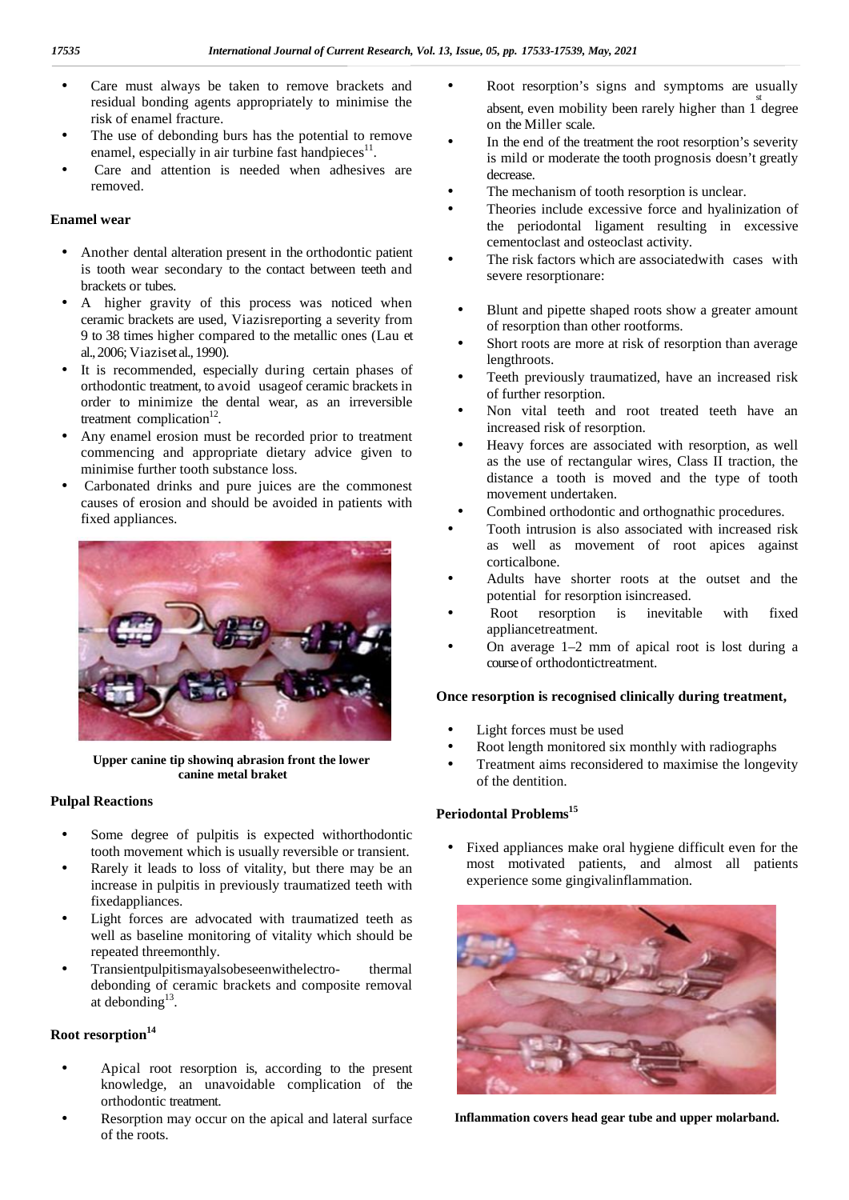- Care must always be taken to remove brackets and residual bonding agents appropriately to minimise the risk of enamel fracture.
- The use of debonding burs has the potential to remove enamel, especially in air turbine fast handpieces[11].
- Care and attention is needed when adhesives are removed.

### Enamel wear

- Another dental alteration present in the orthodontic patient is tooth wear secondary to the contact between teeth and brackets or tubes.
- A higher gravity of this process was noticed when ceramic brackets are used, Viazisreporting a severity from 9 to 38 times higher compared to the metallic ones (Lau et al., 2006; Viaziset al., 1990).
- It is recommended, especially during certain phases of orthodontic treatment, to avoid usageof ceramic brackets in order to minimize the dental wear, as an irreversible treatment complication[12].
- Any enamel erosion must be recorded prior to treatment commencing and appropriate dietary advice given to minimise further tooth substance loss.
- Carbonated drinks and pure juices are the commonest causes of erosion and should be avoided in patients with fixed appliances.

**Upper canine tip showinq abrasion front the lower canine metal braket**

### Pulpal Reactions

- Some degree of pulpitis is expected withorthodontic tooth movement which is usually reversible or transient.
- Rarely it leads to loss of vitality, but there may be an increase in pulpitis in previously traumatized teeth with fixedappliances.
- Light forces are advocated with traumatized teeth as well as baseline monitoring of vitality which should be repeated threemonthly.
- Transientpulpitismayalsobeseenwithelectro- thermal debonding of ceramic brackets and composite removal at debonding[13].

### Root resorption[14]

- Apical root resorption is, according to the present knowledge, an unavoidable complication of the orthodontic treatment.
- Resorption may occur on the apical and lateral surface of the roots.
- Root resorption's signs and symptoms are usually absent, even mobility been rarely higher than 1st degree on the Miller scale.
- In the end of the treatment the root resorption's severity is mild or moderate the tooth prognosis doesn't greatly decrease.
- The mechanism of tooth resorption is unclear.
- Theories include excessive force and hyalinization of the periodontal ligament resulting in excessive cementoclast and osteoclast activity.
- The risk factors which are associatedwith cases with severe resorptionare:
  - Blunt and pipette shaped roots show a greater amount of resorption than other rootforms.
  - Short roots are more at risk of resorption than average lengthroots.
  - Teeth previously traumatized, have an increased risk of further resorption.
  - Non vital teeth and root treated teeth have an increased risk of resorption.
  - Heavy forces are associated with resorption, as well as the use of rectangular wires, Class II traction, the distance a tooth is moved and the type of tooth movement undertaken.
  - Combined orthodontic and orthognathic procedures.
- Tooth intrusion is also associated with increased risk as well as movement of root apices against corticalbone.
- Adults have shorter roots at the outset and the potential for resorption isincreased.
- Root resorption is inevitable with fixed appliancetreatment.
- On average 1–2 mm of apical root is lost during a course of orthodontictreatment.

**Once resorption is recognised clinically during treatment,**

- Light forces must be used
- Root length monitored six monthly with radiographs
- Treatment aims reconsidered to maximise the longevity of the dentition.

### Periodontal Problems[15]

- Fixed appliances make oral hygiene difficult even for the most motivated patients, and almost all patients experience some gingivalinflammation.

**Inflammation covers head gear tube and upper molarband.**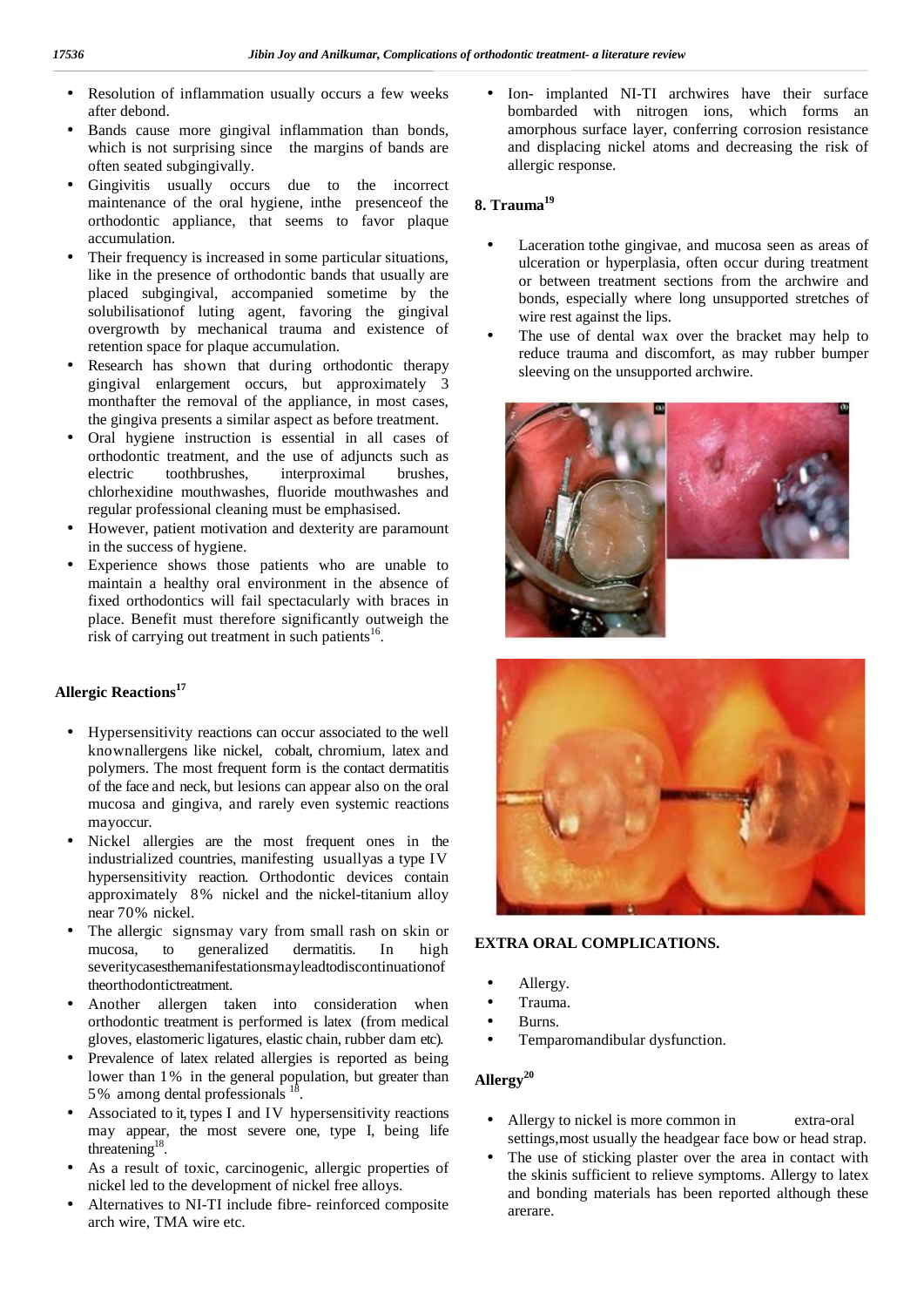- Resolution of inflammation usually occurs a few weeks after debond.
- Bands cause more gingival inflammation than bonds, which is not surprising since the margins of bands are often seated subgingivally.
- Gingivitis usually occurs due to the incorrect maintenance of the oral hygiene, inthe presenceof the orthodontic appliance, that seems to favor plaque accumulation.
- Their frequency is increased in some particular situations, like in the presence of orthodontic bands that usually are placed subgingival, accompanied sometime by the solubilisationof luting agent, favoring the gingival overgrowth by mechanical trauma and existence of retention space for plaque accumulation.
- Research has shown that during orthodontic therapy gingival enlargement occurs, but approximately 3 monthafter the removal of the appliance, in most cases, the gingiva presents a similar aspect as before treatment.
- Oral hygiene instruction is essential in all cases of orthodontic treatment, and the use of adjuncts such as electric toothbrushes, interproximal brushes, chlorhexidine mouthwashes, fluoride mouthwashes and regular professional cleaning must be emphasised.
- However, patient motivation and dexterity are paramount in the success of hygiene.
- Experience shows those patients who are unable to maintain a healthy oral environment in the absence of fixed orthodontics will fail spectacularly with braces in place. Benefit must therefore significantly outweigh the risk of carrying out treatment in such patients[16].

**Allergic Reactions[17]**

- Hypersensitivity reactions can occur associated to the well knownallergens like nickel, cobalt, chromium, latex and polymers. The most frequent form is the contact dermatitis of the face and neck, but lesions can appear also on the oral mucosa and gingiva, and rarely even systemic reactions mayoccur.
- Nickel allergies are the most frequent ones in the industrialized countries, manifesting usuallyas a type IV hypersensitivity reaction. Orthodontic devices contain approximately 8% nickel and the nickel-titanium alloy near 70% nickel.
- The allergic signsmay vary from small rash on skin or mucosa, to generalized dermatitis. In high severitycasesthemanifestationsmayleadtodiscontinuationof theorthodontictreatment.
- Another allergen taken into consideration when orthodontic treatment is performed is latex (from medical gloves, elastomeric ligatures, elastic chain, rubber dam etc).
- Prevalence of latex related allergies is reported as being lower than 1% in the general population, but greater than 5% among dental professionals [18].
- Associated to it, types I and IV hypersensitivity reactions may appear, the most severe one, type I, being life threatening[18].
- As a result of toxic, carcinogenic, allergic properties of nickel led to the development of nickel free alloys.
- Alternatives to NI-TI include fibre- reinforced composite arch wire, TMA wire etc.
- Ion- implanted NI-TI archwires have their surface bombarded with nitrogen ions, which forms an amorphous surface layer, conferring corrosion resistance and displacing nickel atoms and decreasing the risk of allergic response.

**8. Trauma[19]**

- Laceration tothe gingivae, and mucosa seen as areas of ulceration or hyperplasia, often occur during treatment or between treatment sections from the archwire and bonds, especially where long unsupported stretches of wire rest against the lips.
- The use of dental wax over the bracket may help to reduce trauma and discomfort, as may rubber bumper sleeving on the unsupported archwire.

**EXTRA ORAL COMPLICATIONS.**

- Allergy.
- Trauma.
- Burns.
- Temparomandibular dysfunction.

**Allergy[20]**

- Allergy to nickel is more common in extra-oral settings,most usually the headgear face bow or head strap.
- The use of sticking plaster over the area in contact with the skinis sufficient to relieve symptoms. Allergy to latex and bonding materials has been reported although these arerare.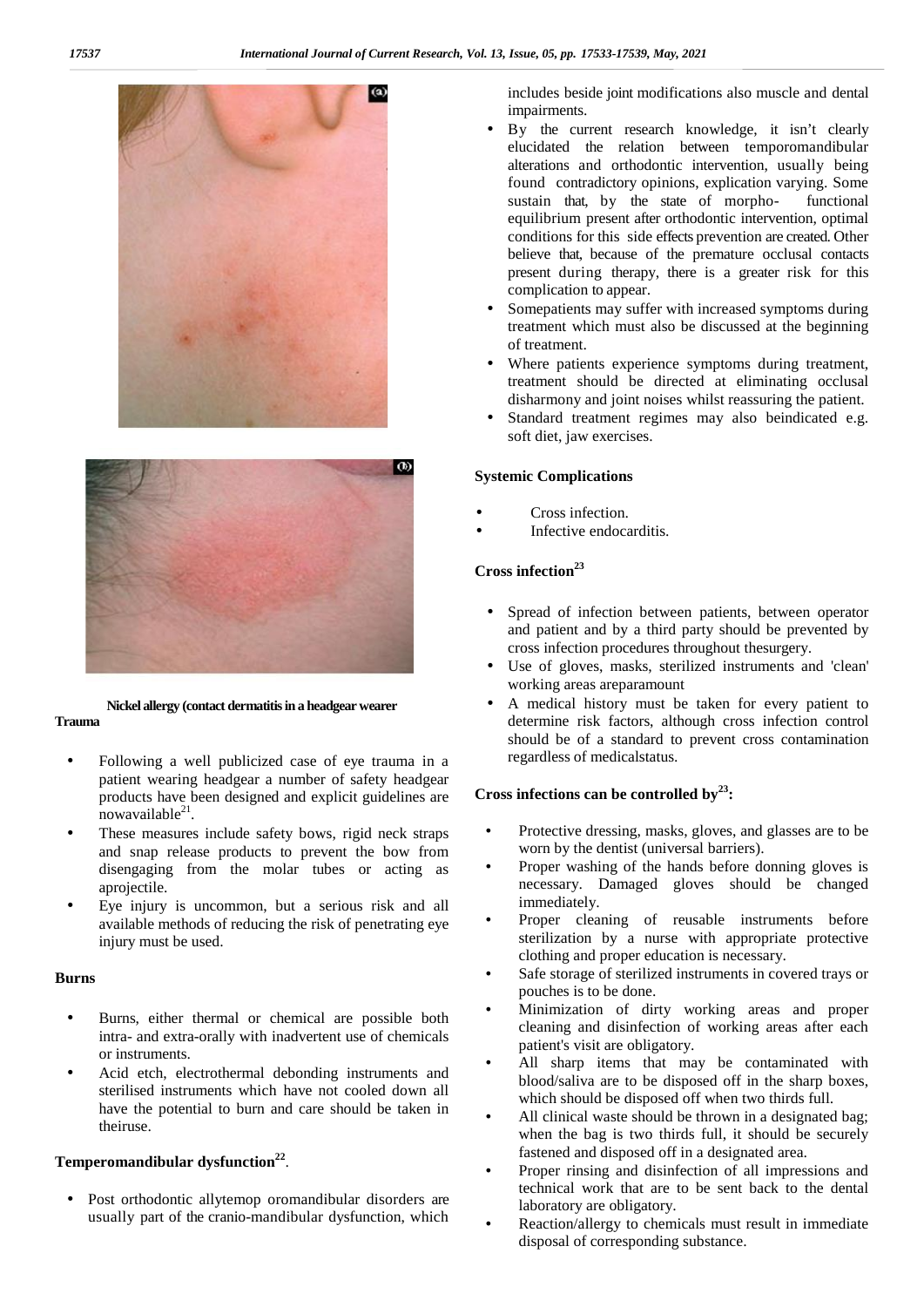Nickel allergy (contact dermatitis in a headgear wearer

### Trauma

- Following a well publicized case of eye trauma in a patient wearing headgear a number of safety headgear products have been designed and explicit guidelines are nowavailable[21].
- These measures include safety bows, rigid neck straps and snap release products to prevent the bow from disengaging from the molar tubes or acting as aprojectile.
- Eye injury is uncommon, but a serious risk and all available methods of reducing the risk of penetrating eye injury must be used.

### Burns

- Burns, either thermal or chemical are possible both intra- and extra-orally with inadvertent use of chemicals or instruments.
- Acid etch, electrothermal debonding instruments and sterilised instruments which have not cooled down all have the potential to burn and care should be taken in theiruse.

### Temperomandibular dysfunction[22].

- Post orthodontic allytemop oromandibular disorders are usually part of the cranio-mandibular dysfunction, which includes beside joint modifications also muscle and dental impairments.
- By the current research knowledge, it isn't clearly elucidated the relation between temporomandibular alterations and orthodontic intervention, usually being found contradictory opinions, explication varying. Some sustain that, by the state of morpho- functional equilibrium present after orthodontic intervention, optimal conditions for this side effects prevention are created. Other believe that, because of the premature occlusal contacts present during therapy, there is a greater risk for this complication to appear.
- Somepatients may suffer with increased symptoms during treatment which must also be discussed at the beginning of treatment.
- Where patients experience symptoms during treatment, treatment should be directed at eliminating occlusal disharmony and joint noises whilst reassuring the patient.
- Standard treatment regimes may also beindicated e.g. soft diet, jaw exercises.

### Systemic Complications

- Cross infection.
- Infective endocarditis.

### Cross infection[23]

- Spread of infection between patients, between operator and patient and by a third party should be prevented by cross infection procedures throughout thesurgery.
- Use of gloves, masks, sterilized instruments and 'clean' working areas areparamount
- A medical history must be taken for every patient to determine risk factors, although cross infection control should be of a standard to prevent cross contamination regardless of medicalstatus.

### Cross infections can be controlled by[23]:

- Protective dressing, masks, gloves, and glasses are to be worn by the dentist (universal barriers).
- Proper washing of the hands before donning gloves is necessary. Damaged gloves should be changed immediately.
- Proper cleaning of reusable instruments before sterilization by a nurse with appropriate protective clothing and proper education is necessary.
- Safe storage of sterilized instruments in covered trays or pouches is to be done.
- Minimization of dirty working areas and proper cleaning and disinfection of working areas after each patient's visit are obligatory.
- All sharp items that may be contaminated with blood/saliva are to be disposed off in the sharp boxes, which should be disposed off when two thirds full.
- All clinical waste should be thrown in a designated bag; when the bag is two thirds full, it should be securely fastened and disposed off in a designated area.
- Proper rinsing and disinfection of all impressions and technical work that are to be sent back to the dental laboratory are obligatory.
- Reaction/allergy to chemicals must result in immediate disposal of corresponding substance.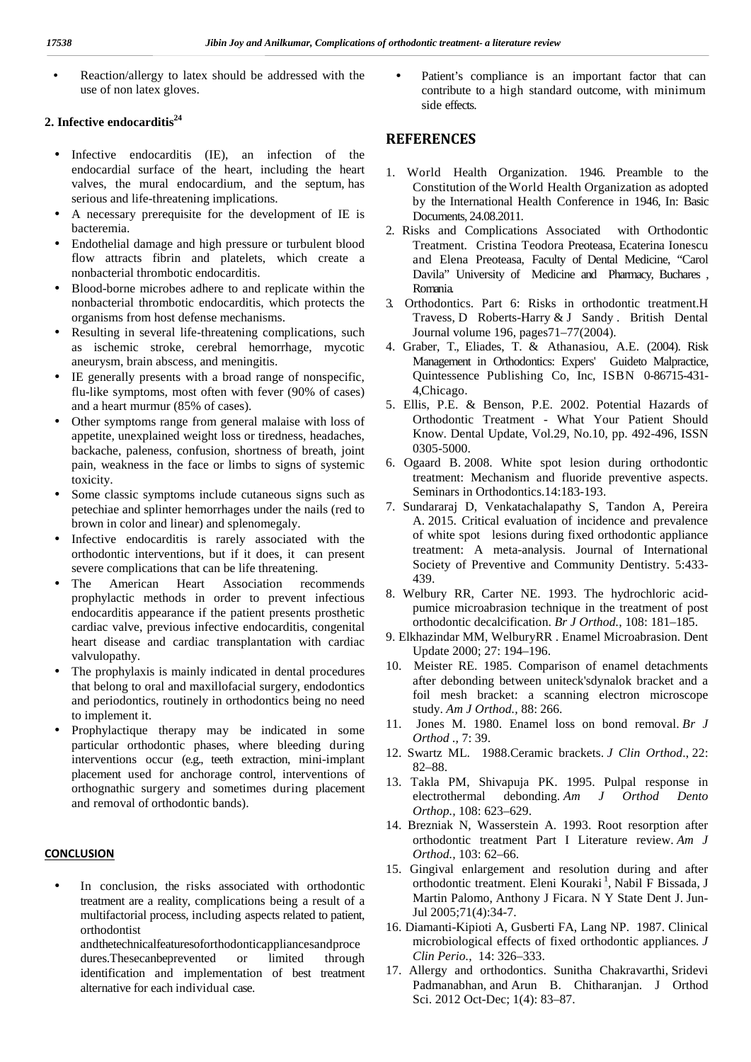- Reaction/allergy to latex should be addressed with the use of non latex gloves.

**2. Infective endocarditis[24]**

- Infective endocarditis (IE), an infection of the endocardial surface of the heart, including the heart valves, the mural endocardium, and the septum, has serious and life-threatening implications.
- A necessary prerequisite for the development of IE is bacteremia.
- Endothelial damage and high pressure or turbulent blood flow attracts fibrin and platelets, which create a nonbacterial thrombotic endocarditis.
- Blood-borne microbes adhere to and replicate within the nonbacterial thrombotic endocarditis, which protects the organisms from host defense mechanisms.
- Resulting in several life-threatening complications, such as ischemic stroke, cerebral hemorrhage, mycotic aneurysm, brain abscess, and meningitis.
- IE generally presents with a broad range of nonspecific, flu-like symptoms, most often with fever (90% of cases) and a heart murmur (85% of cases).
- Other symptoms range from general malaise with loss of appetite, unexplained weight loss or tiredness, headaches, backache, paleness, confusion, shortness of breath, joint pain, weakness in the face or limbs to signs of systemic toxicity.
- Some classic symptoms include cutaneous signs such as petechiae and splinter hemorrhages under the nails (red to brown in color and linear) and splenomegaly.
- Infective endocarditis is rarely associated with the orthodontic interventions, but if it does, it can present severe complications that can be life threatening.
- The American Heart Association recommends prophylactic methods in order to prevent infectious endocarditis appearance if the patient presents prosthetic cardiac valve, previous infective endocarditis, congenital heart disease and cardiac transplantation with cardiac valvulopathy.
- The prophylaxis is mainly indicated in dental procedures that belong to oral and maxillofacial surgery, endodontics and periodontics, routinely in orthodontics being no need to implement it.
- Prophylactique therapy may be indicated in some particular orthodontic phases, where bleeding during interventions occur (e.g., teeth extraction, mini-implant placement used for anchorage control, interventions of orthognathic surgery and sometimes during placement and removal of orthodontic bands).

## CONCLUSION

- In conclusion, the risks associated with orthodontic treatment are a reality, complications being a result of a multifactorial process, including aspects related to patient, orthodontist andthetechnicalfeaturesoforthodonticappliancesandprocedures.Thesecanbeprevented or limited through identification and implementation of best treatment alternative for each individual case.
- Patient's compliance is an important factor that can contribute to a high standard outcome, with minimum side effects.

## REFERENCES

1. World Health Organization. 1946. Preamble to the Constitution of the World Health Organization as adopted by the International Health Conference in 1946, In: Basic Documents, 24.08.2011.
2. Risks and Complications Associated with Orthodontic Treatment. Cristina Teodora Preoteasa, Ecaterina Ionescu and Elena Preoteasa, Faculty of Dental Medicine, "Carol Davila" University of Medicine and Pharmacy, Buchares , Romania.
3. Orthodontics. Part 6: Risks in orthodontic treatment.H Travess, D Roberts-Harry & J Sandy . British Dental Journal volume 196, pages71–77(2004).
4. Graber, T., Eliades, T. & Athanasiou, A.E. (2004). Risk Management in Orthodontics: Expers' Guideto Malpractice, Quintessence Publishing Co, Inc, ISBN 0-86715-431-4,Chicago.
5. Ellis, P.E. & Benson, P.E. 2002. Potential Hazards of Orthodontic Treatment - What Your Patient Should Know. Dental Update, Vol.29, No.10, pp. 492-496, ISSN 0305-5000.
6. Ogaard B. 2008. White spot lesion during orthodontic treatment: Mechanism and fluoride preventive aspects. Seminars in Orthodontics.14:183-193.
7. Sundararaj D, Venkatachalapathy S, Tandon A, Pereira A. 2015. Critical evaluation of incidence and prevalence of white spot lesions during fixed orthodontic appliance treatment: A meta-analysis. Journal of International Society of Preventive and Community Dentistry. 5:433-439.
8. Welbury RR, Carter NE. 1993. The hydrochloric acid-pumice microabrasion technique in the treatment of post orthodontic decalcification. *Br J Orthod.*, 108: 181–185.
9. Elkhazindar MM, WelburyRR . Enamel Microabrasion. Dent Update 2000; 27: 194–196.
10. Meister RE. 1985. Comparison of enamel detachments after debonding between uniteck'sdynalok bracket and a foil mesh bracket: a scanning electron microscope study. *Am J Orthod.*, 88: 266.
11. Jones M. 1980. Enamel loss on bond removal. *Br J Orthod .,* 7: 39.
12. Swartz ML. 1988.Ceramic brackets. *J Clin Orthod*., 22: 82–88.
13. Takla PM, Shivapuja PK. 1995. Pulpal response in electrothermal debonding. *Am J Orthod Dento Orthop.*, 108: 623–629.
14. Brezniak N, Wasserstein A. 1993. Root resorption after orthodontic treatment Part I Literature review. *Am J Orthod.,* 103: 62–66.
15. Gingival enlargement and resolution during and after orthodontic treatment. Eleni Kouraki[1], Nabil F Bissada, J Martin Palomo, Anthony J Ficara. N Y State Dent J. Jun-Jul 2005;71(4):34-7.
16. Diamanti-Kipioti A, Gusberti FA, Lang NP. 1987. Clinical microbiological effects of fixed orthodontic appliances. *J Clin Perio.,* 14: 326–333.
17. Allergy and orthodontics. Sunitha Chakravarthi, Sridevi Padmanabhan, and Arun B. Chitharanjan. J Orthod Sci. 2012 Oct-Dec; 1(4): 83–87.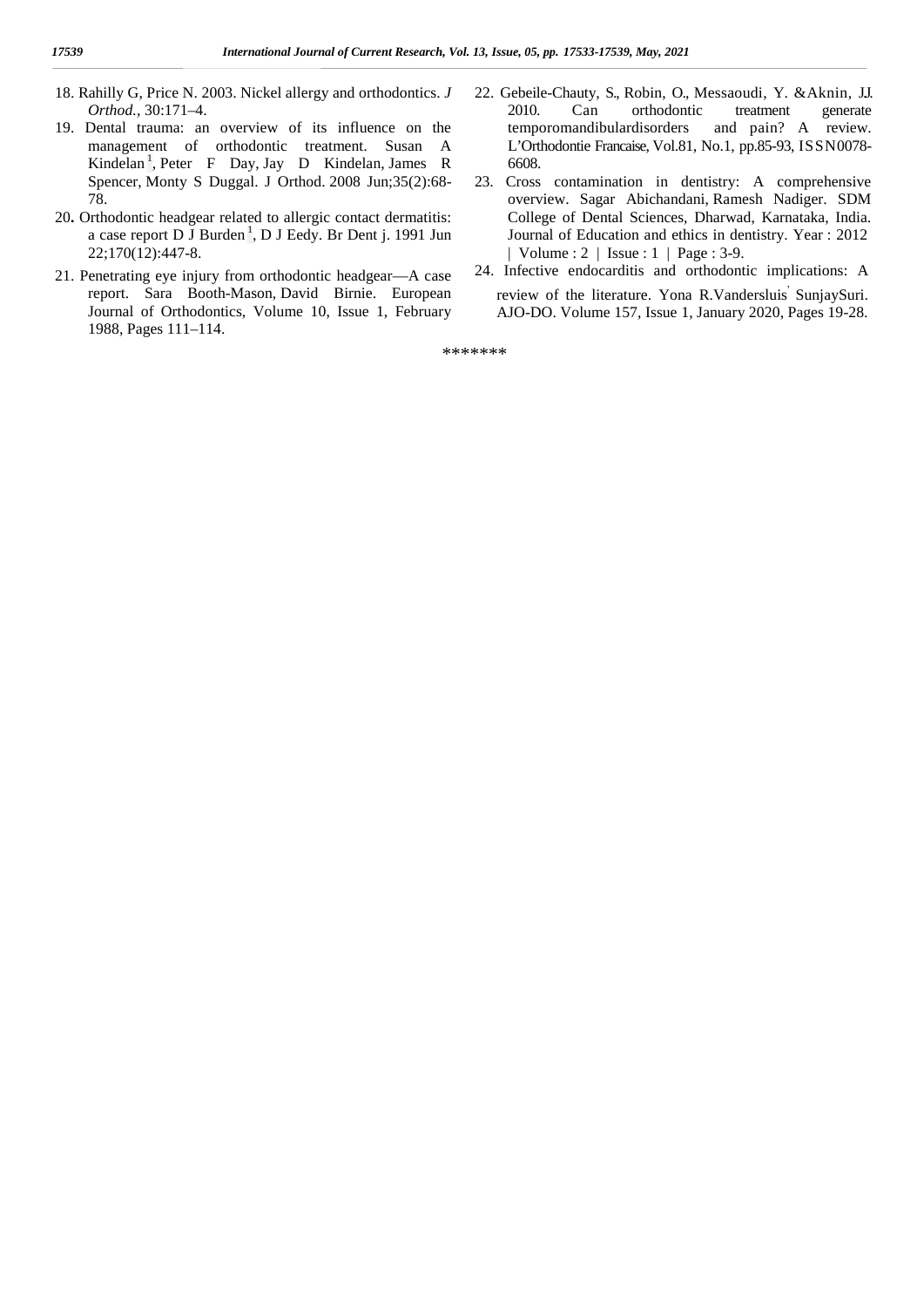18. Rahilly G, Price N. 2003. Nickel allergy and orthodontics. *J Orthod.,* 30:171–4.
19. Dental trauma: an overview of its influence on the management of orthodontic treatment. Susan A Kindelan[1], Peter F Day, Jay D Kindelan, James R Spencer, Monty S Duggal. J Orthod. 2008 Jun;35(2):68-78.
20. Orthodontic headgear related to allergic contact dermatitis: a case report D J Burden[1], D J Eedy. Br Dent j. 1991 Jun 22;170(12):447-8.
21. Penetrating eye injury from orthodontic headgear—A case report. Sara Booth-Mason, David Birnie. European Journal of Orthodontics, Volume 10, Issue 1, February 1988, Pages 111–114.
22. Gebeile-Chauty, S., Robin, O., Messaoudi, Y. &Aknin, JJ. 2010. Can orthodontic treatment generate temporomandibulardisorders and pain? A review. L'Orthodontie Francaise, Vol.81, No.1, pp.85-93, ISSN0078-6608.
23. Cross contamination in dentistry: A comprehensive overview. Sagar Abichandani, Ramesh Nadiger. SDM College of Dental Sciences, Dharwad, Karnataka, India. Journal of Education and ethics in dentistry. Year : 2012 | Volume : 2 | Issue : 1 | Page : 3-9.
24. Infective endocarditis and orthodontic implications: A review of the literature. Yona R.Vandersluis' SunjaySuri. AJO-DO. Volume 157, Issue 1, January 2020, Pages 19-28.

*******